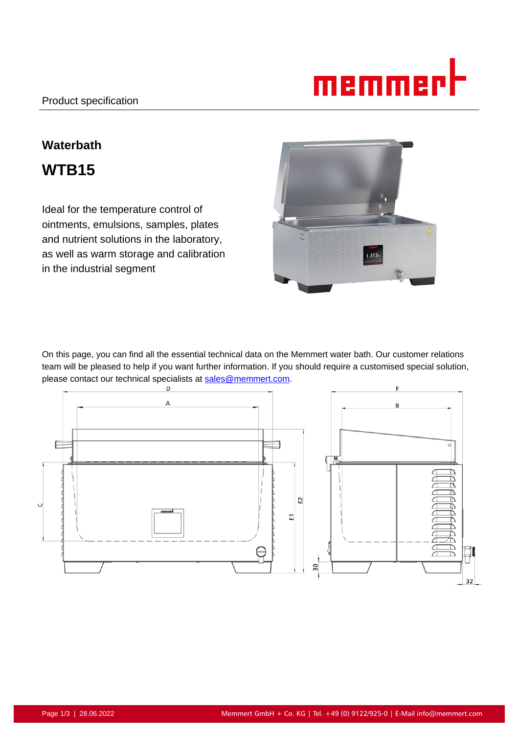Product specification

## Waterbath

# WTB15

Ideal for the temperature control of ointments, emulsions, samples, plates and nutrient solutions in the laboratory, as well as warm storage and calibration in the industrial segment

On this page, you can find all the essential technical data on the Memmert water bath. Our customer relations team will be pleased to help if you want further information. If you should require a customised special solution, please contact our technical specialists at sales@memmert.com.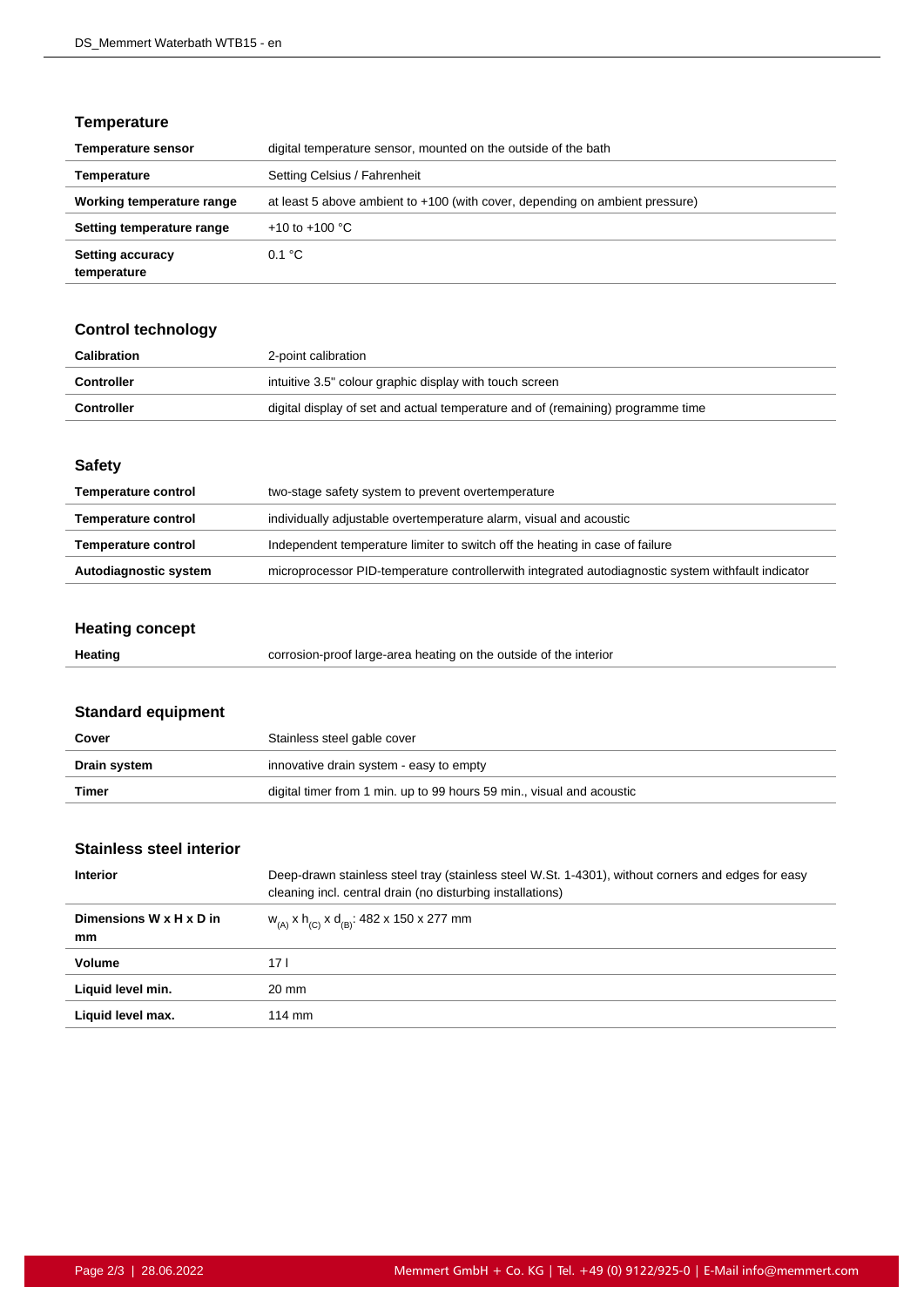## Temperature

| | |
|---|---|
| **Temperature sensor** | digital temperature sensor, mounted on the outside of the bath |
| **Temperature** | Setting Celsius / Fahrenheit |
| **Working temperature range** | at least 5 above ambient to +100 (with cover, depending on ambient pressure) |
| **Setting temperature range** | +10 to +100 °C |
| **Setting accuracy temperature** | 0.1 °C |

## Control technology

| | |
|---|---|
| **Calibration** | 2-point calibration |
| **Controller** | intuitive 3.5" colour graphic display with touch screen |
| **Controller** | digital display of set and actual temperature and of (remaining) programme time |

## Safety

| | |
|---|---|
| **Temperature control** | two-stage safety system to prevent overtemperature |
| **Temperature control** | individually adjustable overtemperature alarm, visual and acoustic |
| **Temperature control** | Independent temperature limiter to switch off the heating in case of failure |
| **Autodiagnostic system** | microprocessor PID-temperature controllerwith integrated autodiagnostic system withfault indicator |

## Heating concept

| | |
|---|---|
| **Heating** | corrosion-proof large-area heating on the outside of the interior |

## Standard equipment

| | |
|---|---|
| **Cover** | Stainless steel gable cover |
| **Drain system** | innovative drain system - easy to empty |
| **Timer** | digital timer from 1 min. up to 99 hours 59 min., visual and acoustic |

## Stainless steel interior

| | |
|---|---|
| **Interior** | Deep-drawn stainless steel tray (stainless steel W.St. 1-4301), without corners and edges for easy cleaning incl. central drain (no disturbing installations) |
| **Dimensions W x H x D in mm** | $w_{(A)}$ x $h_{(C)}$ x $d_{(B)}$: 482 x 150 x 277 mm |
| **Volume** | 17 l |
| **Liquid level min.** | 20 mm |
| **Liquid level max.** | 114 mm |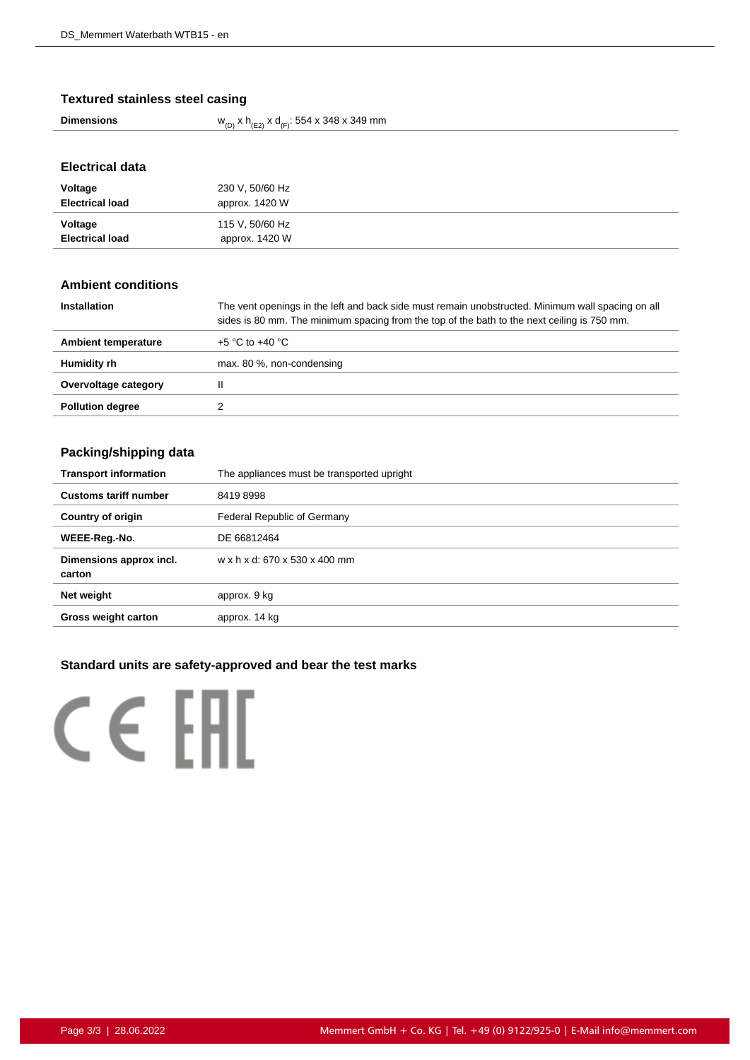## Textured stainless steel casing

| | |
|---|---|
| **Dimensions** | $w_{(D)}$ x $h_{(E2)}$ x $d_{(F)}$: 554 x 348 x 349 mm |

## Electrical data

| | |
|---|---|
| **Voltage** | 230 V, 50/60 Hz |
| **Electrical load** | approx. 1420 W |
| **Voltage** | 115 V, 50/60 Hz |
| **Electrical load** | approx. 1420 W |

## Ambient conditions

| | |
|---|---|
| **Installation** | The vent openings in the left and back side must remain unobstructed. Minimum wall spacing on all sides is 80 mm. The minimum spacing from the top of the bath to the next ceiling is 750 mm. |
| **Ambient temperature** | +5 °C to +40 °C |
| **Humidity rh** | max. 80 %, non-condensing |
| **Overvoltage category** | II |
| **Pollution degree** | 2 |

## Packing/shipping data

| | |
|---|---|
| **Transport information** | The appliances must be transported upright |
| **Customs tariff number** | 8419 8998 |
| **Country of origin** | Federal Republic of Germany |
| **WEEE-Reg.-No.** | DE 66812464 |
| **Dimensions approx incl. carton** | w x h x d: 670 x 530 x 400 mm |
| **Net weight** | approx. 9 kg |
| **Gross weight carton** | approx. 14 kg |

## Standard units are safety-approved and bear the test marks

CE EAC